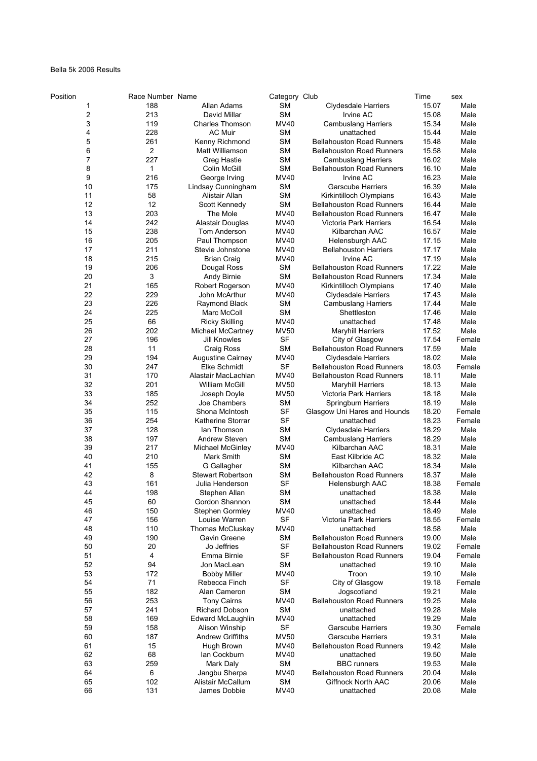Bella 5k 2006 Results

| Position | Race Number | Name | Category | Club | Time | sex |
|---|---|---|---|---|---|---|
| 1 | 188 | Allan Adams | SM | Clydesdale Harriers | 15.07 | Male |
| 2 | 213 | David Millar | SM | Irvine AC | 15.08 | Male |
| 3 | 119 | Charles Thomson | MV40 | Cambuslang Harriers | 15.34 | Male |
| 4 | 228 | AC Muir | SM | unattached | 15.44 | Male |
| 5 | 261 | Kenny Richmond | SM | Bellahouston Road Runners | 15.48 | Male |
| 6 | 2 | Matt Williamson | SM | Bellahouston Road Runners | 15.58 | Male |
| 7 | 227 | Greg Hastie | SM | Cambuslang Harriers | 16.02 | Male |
| 8 | 1 | Colin McGill | SM | Bellahouston Road Runners | 16.10 | Male |
| 9 | 216 | George Irving | MV40 | Irvine AC | 16.23 | Male |
| 10 | 175 | Lindsay Cunningham | SM | Garscube Harriers | 16.39 | Male |
| 11 | 58 | Alistair Allan | SM | Kirkintilloch Olympians | 16.43 | Male |
| 12 | 12 | Scott Kennedy | SM | Bellahouston Road Runners | 16.44 | Male |
| 13 | 203 | The Mole | MV40 | Bellahouston Road Runners | 16.47 | Male |
| 14 | 242 | Alastair Douglas | MV40 | Victoria Park Harriers | 16.54 | Male |
| 15 | 238 | Tom Anderson | MV40 | Kilbarchan AAC | 16.57 | Male |
| 16 | 205 | Paul Thompson | MV40 | Helensburgh AAC | 17.15 | Male |
| 17 | 211 | Stevie Johnstone | MV40 | Bellahouston Harriers | 17.17 | Male |
| 18 | 215 | Brian Craig | MV40 | Irvine AC | 17.19 | Male |
| 19 | 206 | Dougal Ross | SM | Bellahouston Road Runners | 17.22 | Male |
| 20 | 3 | Andy Birnie | SM | Bellahouston Road Runners | 17.34 | Male |
| 21 | 165 | Robert Rogerson | MV40 | Kirkintilloch Olympians | 17.40 | Male |
| 22 | 229 | John McArthur | MV40 | Clydesdale Harriers | 17.43 | Male |
| 23 | 226 | Raymond Black | SM | Cambuslang Harriers | 17.44 | Male |
| 24 | 225 | Marc McColl | SM | Shettleston | 17.46 | Male |
| 25 | 66 | Ricky Skilling | MV40 | unattached | 17.48 | Male |
| 26 | 202 | Michael McCartney | MV50 | Maryhill Harriers | 17.52 | Male |
| 27 | 196 | Jill Knowles | SF | City of Glasgow | 17.54 | Female |
| 28 | 11 | Craig Ross | SM | Bellahouston Road Runners | 17.59 | Male |
| 29 | 194 | Augustine Cairney | MV40 | Clydesdale Harriers | 18.02 | Male |
| 30 | 247 | Elke Schmidt | SF | Bellahouston Road Runners | 18.03 | Female |
| 31 | 170 | Alastair MacLachlan | MV40 | Bellahouston Road Runners | 18.11 | Male |
| 32 | 201 | William McGill | MV50 | Maryhill Harriers | 18.13 | Male |
| 33 | 185 | Joseph Doyle | MV50 | Victoria Park Harriers | 18.18 | Male |
| 34 | 252 | Joe Chambers | SM | Springburn Harriers | 18.19 | Male |
| 35 | 115 | Shona McIntosh | SF | Glasgow Uni Hares and Hounds | 18.20 | Female |
| 36 | 254 | Katherine Storrar | SF | unattached | 18.23 | Female |
| 37 | 128 | Ian Thomson | SM | Clydesdale Harriers | 18.29 | Male |
| 38 | 197 | Andrew Steven | SM | Cambuslang Harriers | 18.29 | Male |
| 39 | 217 | Michael McGinley | MV40 | Kilbarchan AAC | 18.31 | Male |
| 40 | 210 | Mark Smith | SM | East Kilbride AC | 18.32 | Male |
| 41 | 155 | G Gallagher | SM | Kilbarchan AAC | 18.34 | Male |
| 42 | 8 | Stewart Robertson | SM | Bellahouston Road Runners | 18.37 | Male |
| 43 | 161 | Julia Henderson | SF | Helensburgh AAC | 18.38 | Female |
| 44 | 198 | Stephen Allan | SM | unattached | 18.38 | Male |
| 45 | 60 | Gordon Shannon | SM | unattached | 18.44 | Male |
| 46 | 150 | Stephen Gormley | MV40 | unattached | 18.49 | Male |
| 47 | 156 | Louise Warren | SF | Victoria Park Harriers | 18.55 | Female |
| 48 | 110 | Thomas McCluskey | MV40 | unattached | 18.58 | Male |
| 49 | 190 | Gavin Greene | SM | Bellahouston Road Runners | 19.00 | Male |
| 50 | 20 | Jo Jeffries | SF | Bellahouston Road Runners | 19.02 | Female |
| 51 | 4 | Emma Birnie | SF | Bellahouston Road Runners | 19.04 | Female |
| 52 | 94 | Jon MacLean | SM | unattached | 19.10 | Male |
| 53 | 172 | Bobby Miller | MV40 | Troon | 19.10 | Male |
| 54 | 71 | Rebecca Finch | SF | City of Glasgow | 19.18 | Female |
| 55 | 182 | Alan Cameron | SM | Jogscotland | 19.21 | Male |
| 56 | 253 | Tony Cairns | MV40 | Bellahouston Road Runners | 19.25 | Male |
| 57 | 241 | Richard Dobson | SM | unattached | 19.28 | Male |
| 58 | 169 | Edward McLaughlin | MV40 | unattached | 19.29 | Male |
| 59 | 158 | Alison Winship | SF | Garscube Harriers | 19.30 | Female |
| 60 | 187 | Andrew Griffiths | MV50 | Garscube Harriers | 19.31 | Male |
| 61 | 15 | Hugh Brown | MV40 | Bellahouston Road Runners | 19.42 | Male |
| 62 | 68 | Ian Cockburn | MV40 | unattached | 19.50 | Male |
| 63 | 259 | Mark Daly | SM | BBC runners | 19.53 | Male |
| 64 | 6 | Jangbu Sherpa | MV40 | Bellahouston Road Runners | 20.04 | Male |
| 65 | 102 | Alistair McCallum | SM | Giffnock North AAC | 20.06 | Male |
| 66 | 131 | James Dobbie | MV40 | unattached | 20.08 | Male |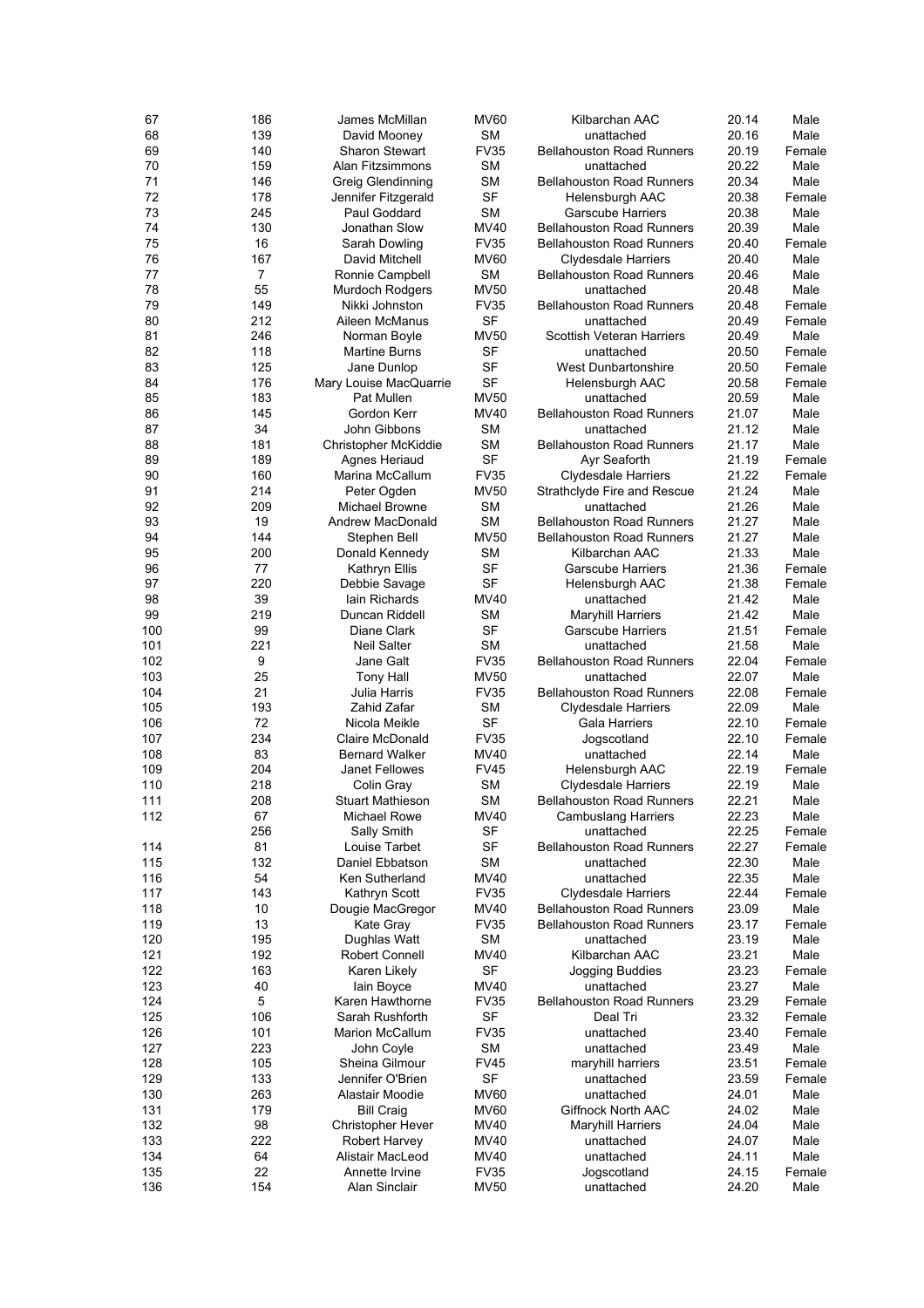| | | | | | | |
|---|---|---|---|---|---|---|
| 67 | 186 | James McMillan | MV60 | Kilbarchan AAC | 20.14 | Male |
| 68 | 139 | David Mooney | SM | unattached | 20.16 | Male |
| 69 | 140 | Sharon Stewart | FV35 | Bellahouston Road Runners | 20.19 | Female |
| 70 | 159 | Alan Fitzsimmons | SM | unattached | 20.22 | Male |
| 71 | 146 | Greig Glendinning | SM | Bellahouston Road Runners | 20.34 | Male |
| 72 | 178 | Jennifer Fitzgerald | SF | Helensburgh AAC | 20.38 | Female |
| 73 | 245 | Paul Goddard | SM | Garscube Harriers | 20.38 | Male |
| 74 | 130 | Jonathan Slow | MV40 | Bellahouston Road Runners | 20.39 | Male |
| 75 | 16 | Sarah Dowling | FV35 | Bellahouston Road Runners | 20.40 | Female |
| 76 | 167 | David Mitchell | MV60 | Clydesdale Harriers | 20.40 | Male |
| 77 | 7 | Ronnie Campbell | SM | Bellahouston Road Runners | 20.46 | Male |
| 78 | 55 | Murdoch Rodgers | MV50 | unattached | 20.48 | Male |
| 79 | 149 | Nikki Johnston | FV35 | Bellahouston Road Runners | 20.48 | Female |
| 80 | 212 | Aileen McManus | SF | unattached | 20.49 | Female |
| 81 | 246 | Norman Boyle | MV50 | Scottish Veteran Harriers | 20.49 | Male |
| 82 | 118 | Martine Burns | SF | unattached | 20.50 | Female |
| 83 | 125 | Jane Dunlop | SF | West Dunbartonshire | 20.50 | Female |
| 84 | 176 | Mary Louise MacQuarrie | SF | Helensburgh AAC | 20.58 | Female |
| 85 | 183 | Pat Mullen | MV50 | unattached | 20.59 | Male |
| 86 | 145 | Gordon Kerr | MV40 | Bellahouston Road Runners | 21.07 | Male |
| 87 | 34 | John Gibbons | SM | unattached | 21.12 | Male |
| 88 | 181 | Christopher McKiddie | SM | Bellahouston Road Runners | 21.17 | Male |
| 89 | 189 | Agnes Heriaud | SF | Ayr Seaforth | 21.19 | Female |
| 90 | 160 | Marina McCallum | FV35 | Clydesdale Harriers | 21.22 | Female |
| 91 | 214 | Peter Ogden | MV50 | Strathclyde Fire and Rescue | 21.24 | Male |
| 92 | 209 | Michael Browne | SM | unattached | 21.26 | Male |
| 93 | 19 | Andrew MacDonald | SM | Bellahouston Road Runners | 21.27 | Male |
| 94 | 144 | Stephen Bell | MV50 | Bellahouston Road Runners | 21.27 | Male |
| 95 | 200 | Donald Kennedy | SM | Kilbarchan AAC | 21.33 | Male |
| 96 | 77 | Kathryn Ellis | SF | Garscube Harriers | 21.36 | Female |
| 97 | 220 | Debbie Savage | SF | Helensburgh AAC | 21.38 | Female |
| 98 | 39 | Iain Richards | MV40 | unattached | 21.42 | Male |
| 99 | 219 | Duncan Riddell | SM | Maryhill Harriers | 21.42 | Male |
| 100 | 99 | Diane Clark | SF | Garscube Harriers | 21.51 | Female |
| 101 | 221 | Neil Salter | SM | unattached | 21.58 | Male |
| 102 | 9 | Jane Galt | FV35 | Bellahouston Road Runners | 22.04 | Female |
| 103 | 25 | Tony Hall | MV50 | unattached | 22.07 | Male |
| 104 | 21 | Julia Harris | FV35 | Bellahouston Road Runners | 22.08 | Female |
| 105 | 193 | Zahid Zafar | SM | Clydesdale Harriers | 22.09 | Male |
| 106 | 72 | Nicola Meikle | SF | Gala Harriers | 22.10 | Female |
| 107 | 234 | Claire McDonald | FV35 | Jogscotland | 22.10 | Female |
| 108 | 83 | Bernard Walker | MV40 | unattached | 22.14 | Male |
| 109 | 204 | Janet Fellowes | FV45 | Helensburgh AAC | 22.19 | Female |
| 110 | 218 | Colin Gray | SM | Clydesdale Harriers | 22.19 | Male |
| 111 | 208 | Stuart Mathieson | SM | Bellahouston Road Runners | 22.21 | Male |
| 112 | 67 | Michael Rowe | MV40 | Cambuslang Harriers | 22.23 | Male |
| | 256 | Sally Smith | SF | unattached | 22.25 | Female |
| 114 | 81 | Louise Tarbet | SF | Bellahouston Road Runners | 22.27 | Female |
| 115 | 132 | Daniel Ebbatson | SM | unattached | 22.30 | Male |
| 116 | 54 | Ken Sutherland | MV40 | unattached | 22.35 | Male |
| 117 | 143 | Kathryn Scott | FV35 | Clydesdale Harriers | 22.44 | Female |
| 118 | 10 | Dougie MacGregor | MV40 | Bellahouston Road Runners | 23.09 | Male |
| 119 | 13 | Kate Gray | FV35 | Bellahouston Road Runners | 23.17 | Female |
| 120 | 195 | Dughlas Watt | SM | unattached | 23.19 | Male |
| 121 | 192 | Robert Connell | MV40 | Kilbarchan AAC | 23.21 | Male |
| 122 | 163 | Karen Likely | SF | Jogging Buddies | 23.23 | Female |
| 123 | 40 | Iain Boyce | MV40 | unattached | 23.27 | Male |
| 124 | 5 | Karen Hawthorne | FV35 | Bellahouston Road Runners | 23.29 | Female |
| 125 | 106 | Sarah Rushforth | SF | Deal Tri | 23.32 | Female |
| 126 | 101 | Marion McCallum | FV35 | unattached | 23.40 | Female |
| 127 | 223 | John Coyle | SM | unattached | 23.49 | Male |
| 128 | 105 | Sheina Gilmour | FV45 | maryhill harriers | 23.51 | Female |
| 129 | 133 | Jennifer O'Brien | SF | unattached | 23.59 | Female |
| 130 | 263 | Alastair Moodie | MV60 | unattached | 24.01 | Male |
| 131 | 179 | Bill Craig | MV60 | Giffnock North AAC | 24.02 | Male |
| 132 | 98 | Christopher Hever | MV40 | Maryhill Harriers | 24.04 | Male |
| 133 | 222 | Robert Harvey | MV40 | unattached | 24.07 | Male |
| 134 | 64 | Alistair MacLeod | MV40 | unattached | 24.11 | Male |
| 135 | 22 | Annette Irvine | FV35 | Jogscotland | 24.15 | Female |
| 136 | 154 | Alan Sinclair | MV50 | unattached | 24.20 | Male |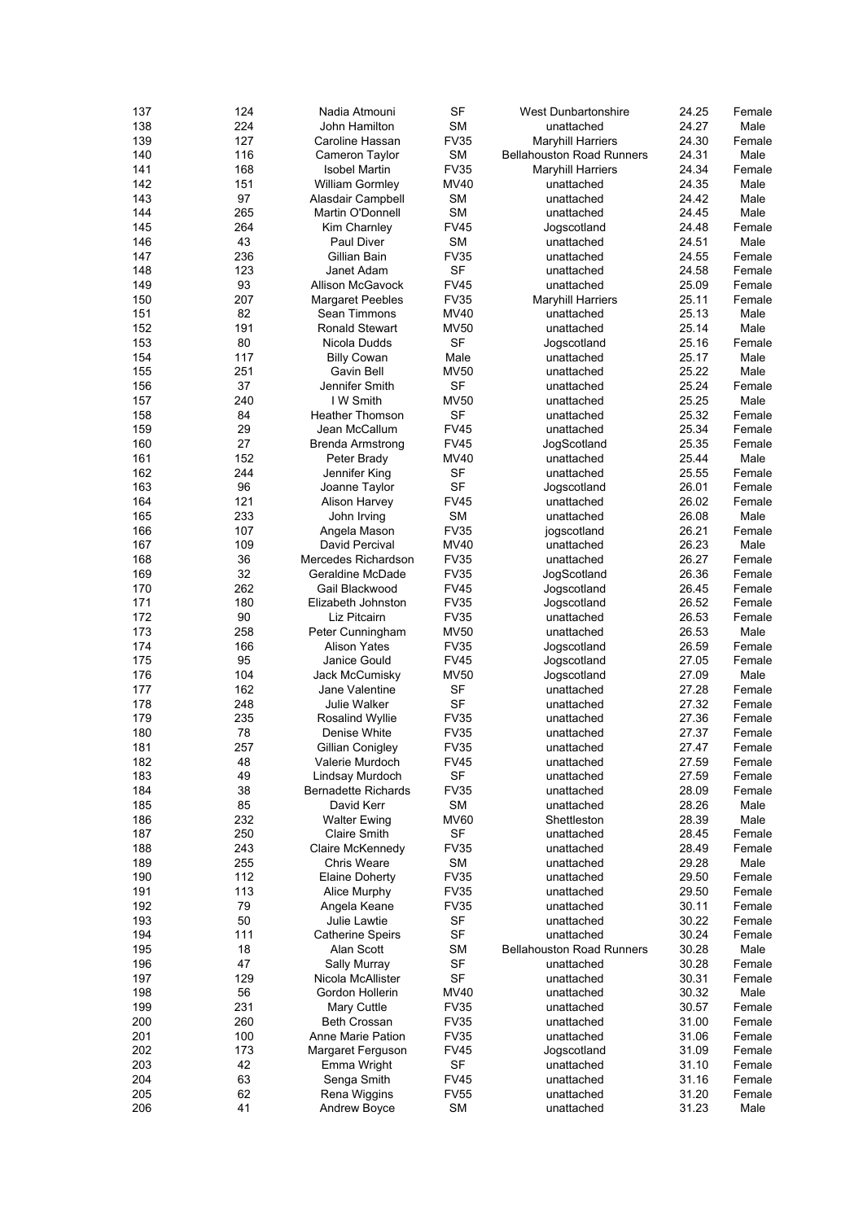| | | | | | | |
|---|---|---|---|---|---|---|
| 137 | 124 | Nadia Atmouni | SF | West Dunbartonshire | 24.25 | Female |
| 138 | 224 | John Hamilton | SM | unattached | 24.27 | Male |
| 139 | 127 | Caroline Hassan | FV35 | Maryhill Harriers | 24.30 | Female |
| 140 | 116 | Cameron Taylor | SM | Bellahouston Road Runners | 24.31 | Male |
| 141 | 168 | Isobel Martin | FV35 | Maryhill Harriers | 24.34 | Female |
| 142 | 151 | William Gormley | MV40 | unattached | 24.35 | Male |
| 143 | 97 | Alasdair Campbell | SM | unattached | 24.42 | Male |
| 144 | 265 | Martin O'Donnell | SM | unattached | 24.45 | Male |
| 145 | 264 | Kim Charnley | FV45 | Jogscotland | 24.48 | Female |
| 146 | 43 | Paul Diver | SM | unattached | 24.51 | Male |
| 147 | 236 | Gillian Bain | FV35 | unattached | 24.55 | Female |
| 148 | 123 | Janet Adam | SF | unattached | 24.58 | Female |
| 149 | 93 | Allison McGavock | FV45 | unattached | 25.09 | Female |
| 150 | 207 | Margaret Peebles | FV35 | Maryhill Harriers | 25.11 | Female |
| 151 | 82 | Sean Timmons | MV40 | unattached | 25.13 | Male |
| 152 | 191 | Ronald Stewart | MV50 | unattached | 25.14 | Male |
| 153 | 80 | Nicola Dudds | SF | Jogscotland | 25.16 | Female |
| 154 | 117 | Billy Cowan | Male | unattached | 25.17 | Male |
| 155 | 251 | Gavin Bell | MV50 | unattached | 25.22 | Male |
| 156 | 37 | Jennifer Smith | SF | unattached | 25.24 | Female |
| 157 | 240 | I W Smith | MV50 | unattached | 25.25 | Male |
| 158 | 84 | Heather Thomson | SF | unattached | 25.32 | Female |
| 159 | 29 | Jean McCallum | FV45 | unattached | 25.34 | Female |
| 160 | 27 | Brenda Armstrong | FV45 | JogScotland | 25.35 | Female |
| 161 | 152 | Peter Brady | MV40 | unattached | 25.44 | Male |
| 162 | 244 | Jennifer King | SF | unattached | 25.55 | Female |
| 163 | 96 | Joanne Taylor | SF | Jogscotland | 26.01 | Female |
| 164 | 121 | Alison Harvey | FV45 | unattached | 26.02 | Female |
| 165 | 233 | John Irving | SM | unattached | 26.08 | Male |
| 166 | 107 | Angela Mason | FV35 | jogscotland | 26.21 | Female |
| 167 | 109 | David Percival | MV40 | unattached | 26.23 | Male |
| 168 | 36 | Mercedes Richardson | FV35 | unattached | 26.27 | Female |
| 169 | 32 | Geraldine McDade | FV35 | JogScotland | 26.36 | Female |
| 170 | 262 | Gail Blackwood | FV45 | Jogscotland | 26.45 | Female |
| 171 | 180 | Elizabeth Johnston | FV35 | Jogscotland | 26.52 | Female |
| 172 | 90 | Liz Pitcairn | FV35 | unattached | 26.53 | Female |
| 173 | 258 | Peter Cunningham | MV50 | unattached | 26.53 | Male |
| 174 | 166 | Alison Yates | FV35 | Jogscotland | 26.59 | Female |
| 175 | 95 | Janice Gould | FV45 | Jogscotland | 27.05 | Female |
| 176 | 104 | Jack McCumisky | MV50 | Jogscotland | 27.09 | Male |
| 177 | 162 | Jane Valentine | SF | unattached | 27.28 | Female |
| 178 | 248 | Julie Walker | SF | unattached | 27.32 | Female |
| 179 | 235 | Rosalind Wyllie | FV35 | unattached | 27.36 | Female |
| 180 | 78 | Denise White | FV35 | unattached | 27.37 | Female |
| 181 | 257 | Gillian Conigley | FV35 | unattached | 27.47 | Female |
| 182 | 48 | Valerie Murdoch | FV45 | unattached | 27.59 | Female |
| 183 | 49 | Lindsay Murdoch | SF | unattached | 27.59 | Female |
| 184 | 38 | Bernadette Richards | FV35 | unattached | 28.09 | Female |
| 185 | 85 | David Kerr | SM | unattached | 28.26 | Male |
| 186 | 232 | Walter Ewing | MV60 | Shettleston | 28.39 | Male |
| 187 | 250 | Claire Smith | SF | unattached | 28.45 | Female |
| 188 | 243 | Claire McKennedy | FV35 | unattached | 28.49 | Female |
| 189 | 255 | Chris Weare | SM | unattached | 29.28 | Male |
| 190 | 112 | Elaine Doherty | FV35 | unattached | 29.50 | Female |
| 191 | 113 | Alice Murphy | FV35 | unattached | 29.50 | Female |
| 192 | 79 | Angela Keane | FV35 | unattached | 30.11 | Female |
| 193 | 50 | Julie Lawtie | SF | unattached | 30.22 | Female |
| 194 | 111 | Catherine Speirs | SF | unattached | 30.24 | Female |
| 195 | 18 | Alan Scott | SM | Bellahouston Road Runners | 30.28 | Male |
| 196 | 47 | Sally Murray | SF | unattached | 30.28 | Female |
| 197 | 129 | Nicola McAllister | SF | unattached | 30.31 | Female |
| 198 | 56 | Gordon Hollerin | MV40 | unattached | 30.32 | Male |
| 199 | 231 | Mary Cuttle | FV35 | unattached | 30.57 | Female |
| 200 | 260 | Beth Crossan | FV35 | unattached | 31.00 | Female |
| 201 | 100 | Anne Marie Pation | FV35 | unattached | 31.06 | Female |
| 202 | 173 | Margaret Ferguson | FV45 | Jogscotland | 31.09 | Female |
| 203 | 42 | Emma Wright | SF | unattached | 31.10 | Female |
| 204 | 63 | Senga Smith | FV45 | unattached | 31.16 | Female |
| 205 | 62 | Rena Wiggins | FV55 | unattached | 31.20 | Female |
| 206 | 41 | Andrew Boyce | SM | unattached | 31.23 | Male |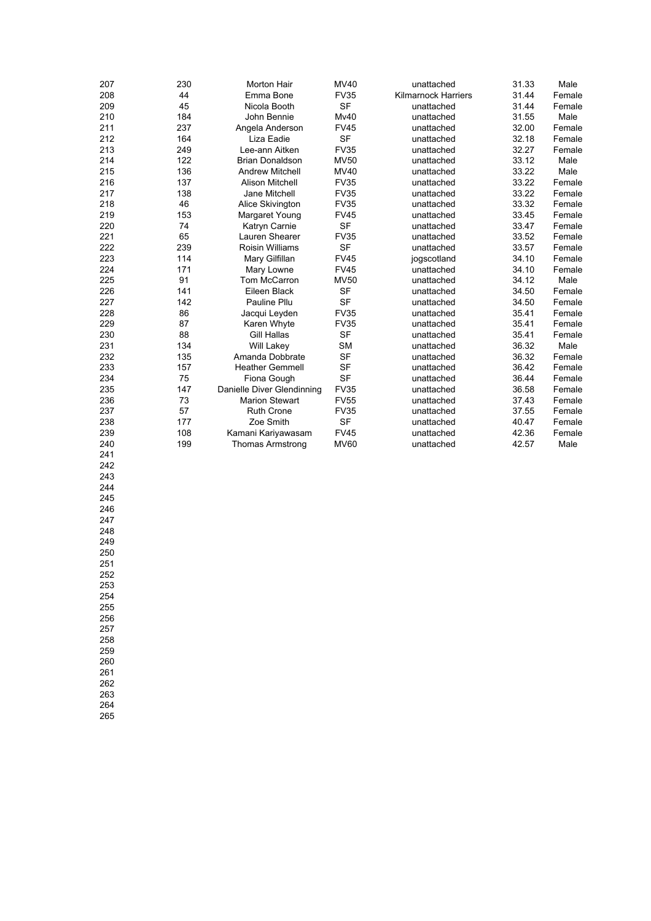| | | | | | | |
|---|---|---|---|---|---|---|
| 207 | 230 | Morton Hair | MV40 | unattached | 31.33 | Male |
| 208 | 44 | Emma Bone | FV35 | Kilmarnock Harriers | 31.44 | Female |
| 209 | 45 | Nicola Booth | SF | unattached | 31.44 | Female |
| 210 | 184 | John Bennie | Mv40 | unattached | 31.55 | Male |
| 211 | 237 | Angela Anderson | FV45 | unattached | 32.00 | Female |
| 212 | 164 | Liza Eadie | SF | unattached | 32.18 | Female |
| 213 | 249 | Lee-ann Aitken | FV35 | unattached | 32.27 | Female |
| 214 | 122 | Brian Donaldson | MV50 | unattached | 33.12 | Male |
| 215 | 136 | Andrew Mitchell | MV40 | unattached | 33.22 | Male |
| 216 | 137 | Alison Mitchell | FV35 | unattached | 33.22 | Female |
| 217 | 138 | Jane Mitchell | FV35 | unattached | 33.22 | Female |
| 218 | 46 | Alice Skivington | FV35 | unattached | 33.32 | Female |
| 219 | 153 | Margaret Young | FV45 | unattached | 33.45 | Female |
| 220 | 74 | Katryn Carnie | SF | unattached | 33.47 | Female |
| 221 | 65 | Lauren Shearer | FV35 | unattached | 33.52 | Female |
| 222 | 239 | Roisin Williams | SF | unattached | 33.57 | Female |
| 223 | 114 | Mary Gilfillan | FV45 | jogscotland | 34.10 | Female |
| 224 | 171 | Mary Lowne | FV45 | unattached | 34.10 | Female |
| 225 | 91 | Tom McCarron | MV50 | unattached | 34.12 | Male |
| 226 | 141 | Eileen Black | SF | unattached | 34.50 | Female |
| 227 | 142 | Pauline Pllu | SF | unattached | 34.50 | Female |
| 228 | 86 | Jacqui Leyden | FV35 | unattached | 35.41 | Female |
| 229 | 87 | Karen Whyte | FV35 | unattached | 35.41 | Female |
| 230 | 88 | Gill Hallas | SF | unattached | 35.41 | Female |
| 231 | 134 | Will Lakey | SM | unattached | 36.32 | Male |
| 232 | 135 | Amanda Dobbrate | SF | unattached | 36.32 | Female |
| 233 | 157 | Heather Gemmell | SF | unattached | 36.42 | Female |
| 234 | 75 | Fiona Gough | SF | unattached | 36.44 | Female |
| 235 | 147 | Danielle Diver Glendinning | FV35 | unattached | 36.58 | Female |
| 236 | 73 | Marion Stewart | FV55 | unattached | 37.43 | Female |
| 237 | 57 | Ruth Crone | FV35 | unattached | 37.55 | Female |
| 238 | 177 | Zoe Smith | SF | unattached | 40.47 | Female |
| 239 | 108 | Kamani Kariyawasam | FV45 | unattached | 42.36 | Female |
| 240 | 199 | Thomas Armstrong | MV60 | unattached | 42.57 | Male |
| 241 | | | | | | |
| 242 | | | | | | |
| 243 | | | | | | |
| 244 | | | | | | |
| 245 | | | | | | |
| 246 | | | | | | |
| 247 | | | | | | |
| 248 | | | | | | |
| 249 | | | | | | |
| 250 | | | | | | |
| 251 | | | | | | |
| 252 | | | | | | |
| 253 | | | | | | |
| 254 | | | | | | |
| 255 | | | | | | |
| 256 | | | | | | |
| 257 | | | | | | |
| 258 | | | | | | |
| 259 | | | | | | |
| 260 | | | | | | |
| 261 | | | | | | |
| 262 | | | | | | |
| 263 | | | | | | |
| 264 | | | | | | |
| 265 | | | | | | |